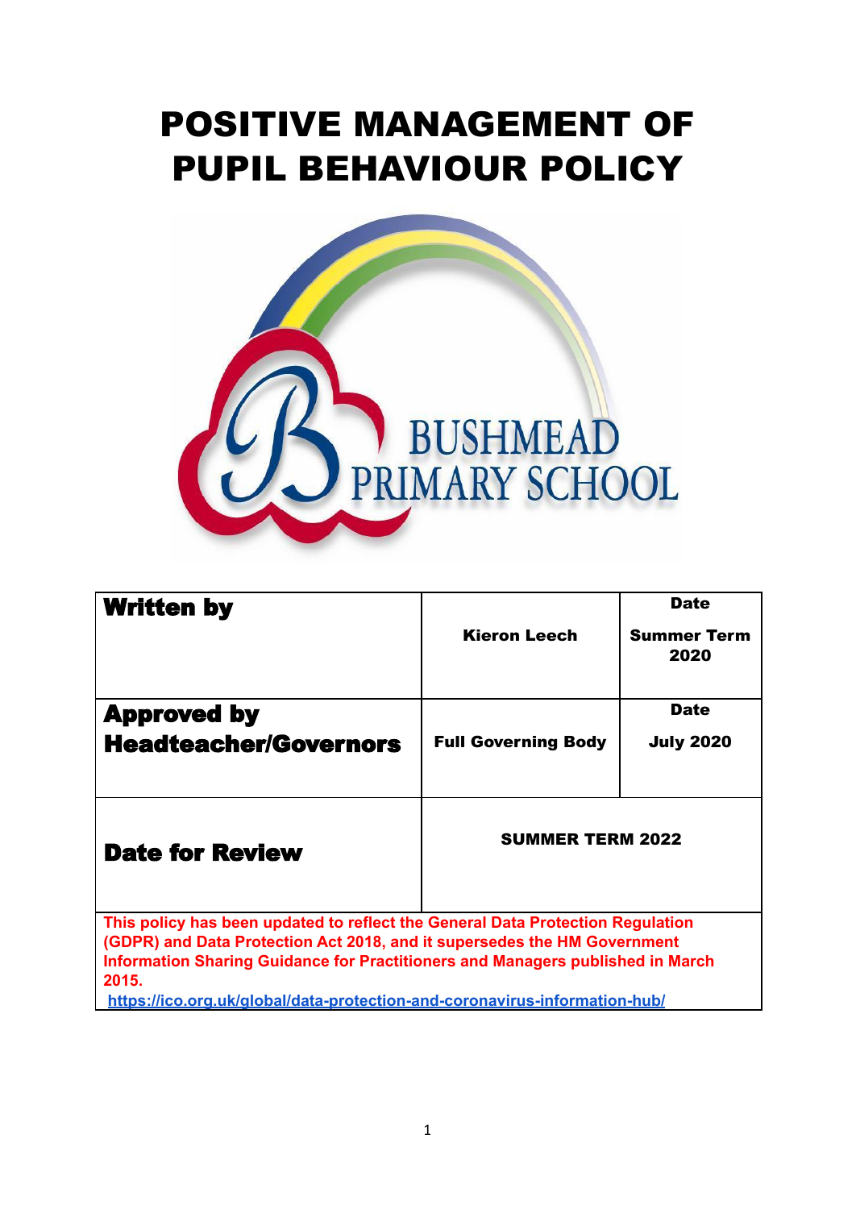# POSITIVE MANAGEMENT OF PUPIL BEHAVIOUR POLICY

BUSHMEAD PRIMARY SCHOOL

| **Written by** | **Kieron Leech** | **Date**<br>**Summer Term 2020** |
| --- | --- | --- |
| **Approved by Headteacher/Governors** | **Full Governing Body** | **Date**<br>**July 2020** |
| **Date for Review** | **SUMMER TERM 2022** | |
| **This policy has been updated to reflect the General Data Protection Regulation (GDPR) and Data Protection Act 2018, and it supersedes the HM Government Information Sharing Guidance for Practitioners and Managers published in March 2015.**<br>**https://ico.org.uk/global/data-protection-and-coronavirus-information-hub/** | | |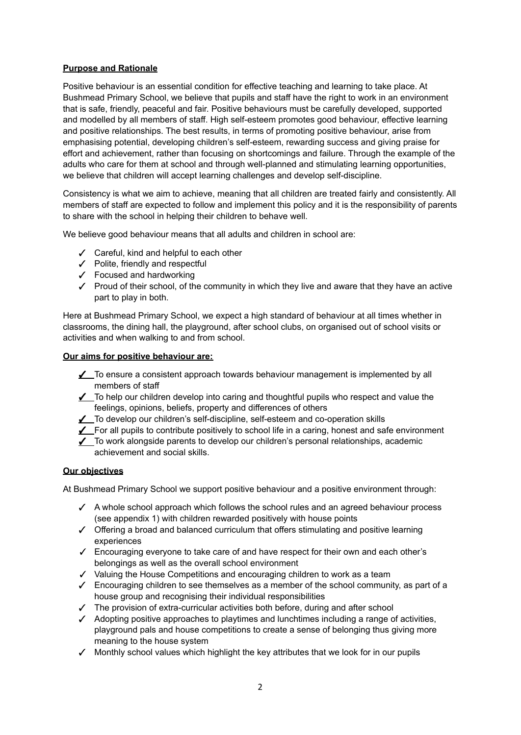**Purpose and Rationale**

Positive behaviour is an essential condition for effective teaching and learning to take place. At Bushmead Primary School, we believe that pupils and staff have the right to work in an environment that is safe, friendly, peaceful and fair. Positive behaviours must be carefully developed, supported and modelled by all members of staff. High self-esteem promotes good behaviour, effective learning and positive relationships. The best results, in terms of promoting positive behaviour, arise from emphasising potential, developing children's self-esteem, rewarding success and giving praise for effort and achievement, rather than focusing on shortcomings and failure. Through the example of the adults who care for them at school and through well-planned and stimulating learning opportunities, we believe that children will accept learning challenges and develop self-discipline.

Consistency is what we aim to achieve, meaning that all children are treated fairly and consistently. All members of staff are expected to follow and implement this policy and it is the responsibility of parents to share with the school in helping their children to behave well.

We believe good behaviour means that all adults and children in school are:

- ✓ Careful, kind and helpful to each other
- ✓ Polite, friendly and respectful
- ✓ Focused and hardworking
- ✓ Proud of their school, of the community in which they live and aware that they have an active part to play in both.

Here at Bushmead Primary School, we expect a high standard of behaviour at all times whether in classrooms, the dining hall, the playground, after school clubs, on organised out of school visits or activities and when walking to and from school.

**Our aims for positive behaviour are:**

- ✓ To ensure a consistent approach towards behaviour management is implemented by all members of staff
- ✓ To help our children develop into caring and thoughtful pupils who respect and value the feelings, opinions, beliefs, property and differences of others
- ✓ To develop our children's self-discipline, self-esteem and co-operation skills
- ✓ For all pupils to contribute positively to school life in a caring, honest and safe environment
- ✓ To work alongside parents to develop our children's personal relationships, academic achievement and social skills.

**Our objectives**

At Bushmead Primary School we support positive behaviour and a positive environment through:

- ✓ A whole school approach which follows the school rules and an agreed behaviour process (see appendix 1) with children rewarded positively with house points
- ✓ Offering a broad and balanced curriculum that offers stimulating and positive learning experiences
- ✓ Encouraging everyone to take care of and have respect for their own and each other's belongings as well as the overall school environment
- ✓ Valuing the House Competitions and encouraging children to work as a team
- ✓ Encouraging children to see themselves as a member of the school community, as part of a house group and recognising their individual responsibilities
- ✓ The provision of extra-curricular activities both before, during and after school
- ✓ Adopting positive approaches to playtimes and lunchtimes including a range of activities, playground pals and house competitions to create a sense of belonging thus giving more meaning to the house system
- ✓ Monthly school values which highlight the key attributes that we look for in our pupils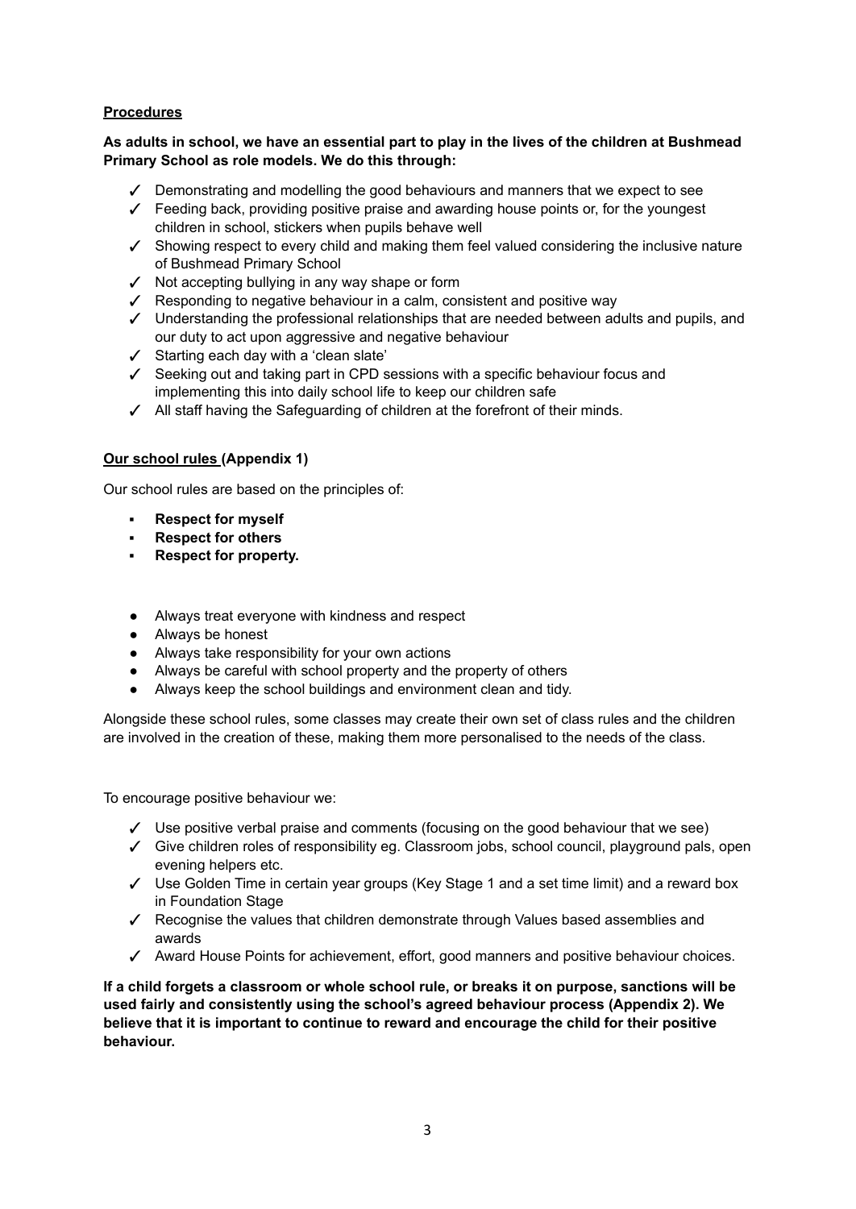**<u>Procedures</u>**

**As adults in school, we have an essential part to play in the lives of the children at Bushmead Primary School as role models. We do this through:**

- ✓ Demonstrating and modelling the good behaviours and manners that we expect to see
- ✓ Feeding back, providing positive praise and awarding house points or, for the youngest children in school, stickers when pupils behave well
- ✓ Showing respect to every child and making them feel valued considering the inclusive nature of Bushmead Primary School
- ✓ Not accepting bullying in any way shape or form
- ✓ Responding to negative behaviour in a calm, consistent and positive way
- ✓ Understanding the professional relationships that are needed between adults and pupils, and our duty to act upon aggressive and negative behaviour
- ✓ Starting each day with a 'clean slate'
- ✓ Seeking out and taking part in CPD sessions with a specific behaviour focus and implementing this into daily school life to keep our children safe
- ✓ All staff having the Safeguarding of children at the forefront of their minds.

**<u>Our school rules</u> (Appendix 1)**

Our school rules are based on the principles of:

- **Respect for myself**
- **Respect for others**
- **Respect for property.**

- Always treat everyone with kindness and respect
- Always be honest
- Always take responsibility for your own actions
- Always be careful with school property and the property of others
- Always keep the school buildings and environment clean and tidy.

Alongside these school rules, some classes may create their own set of class rules and the children are involved in the creation of these, making them more personalised to the needs of the class.

To encourage positive behaviour we:

- ✓ Use positive verbal praise and comments (focusing on the good behaviour that we see)
- ✓ Give children roles of responsibility eg. Classroom jobs, school council, playground pals, open evening helpers etc.
- ✓ Use Golden Time in certain year groups (Key Stage 1 and a set time limit) and a reward box in Foundation Stage
- ✓ Recognise the values that children demonstrate through Values based assemblies and awards
- ✓ Award House Points for achievement, effort, good manners and positive behaviour choices.

**If a child forgets a classroom or whole school rule, or breaks it on purpose, sanctions will be used fairly and consistently using the school's agreed behaviour process (Appendix 2). We believe that it is important to continue to reward and encourage the child for their positive behaviour.**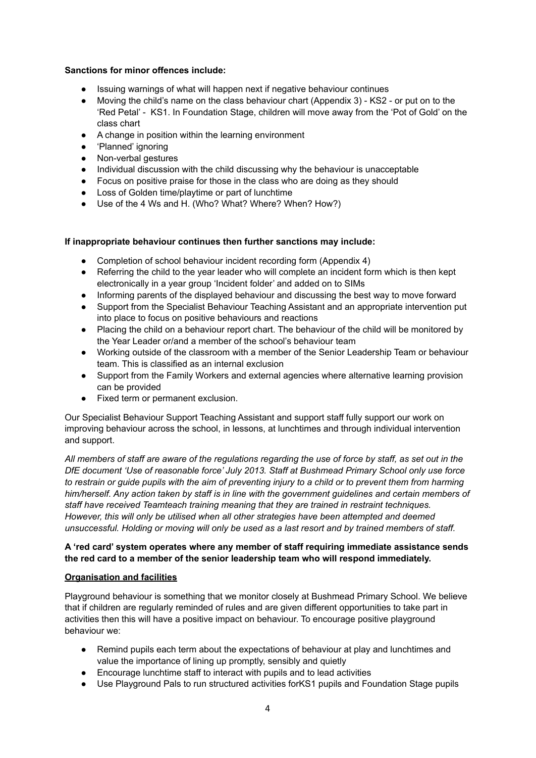**Sanctions for minor offences include:**

- Issuing warnings of what will happen next if negative behaviour continues
- Moving the child's name on the class behaviour chart (Appendix 3) - KS2 - or put on to the 'Red Petal' - KS1. In Foundation Stage, children will move away from the 'Pot of Gold' on the class chart
- A change in position within the learning environment
- 'Planned' ignoring
- Non-verbal gestures
- Individual discussion with the child discussing why the behaviour is unacceptable
- Focus on positive praise for those in the class who are doing as they should
- Loss of Golden time/playtime or part of lunchtime
- Use of the 4 Ws and H. (Who? What? Where? When? How?)

**If inappropriate behaviour continues then further sanctions may include:**

- Completion of school behaviour incident recording form (Appendix 4)
- Referring the child to the year leader who will complete an incident form which is then kept electronically in a year group 'Incident folder' and added on to SIMs
- Informing parents of the displayed behaviour and discussing the best way to move forward
- Support from the Specialist Behaviour Teaching Assistant and an appropriate intervention put into place to focus on positive behaviours and reactions
- Placing the child on a behaviour report chart. The behaviour of the child will be monitored by the Year Leader or/and a member of the school's behaviour team
- Working outside of the classroom with a member of the Senior Leadership Team or behaviour team. This is classified as an internal exclusion
- Support from the Family Workers and external agencies where alternative learning provision can be provided
- Fixed term or permanent exclusion.

Our Specialist Behaviour Support Teaching Assistant and support staff fully support our work on improving behaviour across the school, in lessons, at lunchtimes and through individual intervention and support.

*All members of staff are aware of the regulations regarding the use of force by staff, as set out in the DfE document 'Use of reasonable force' July 2013. Staff at Bushmead Primary School only use force to restrain or guide pupils with the aim of preventing injury to a child or to prevent them from harming him/herself. Any action taken by staff is in line with the government guidelines and certain members of staff have received Teamteach training meaning that they are trained in restraint techniques. However, this will only be utilised when all other strategies have been attempted and deemed unsuccessful. Holding or moving will only be used as a last resort and by trained members of staff.*

**A 'red card' system operates where any member of staff requiring immediate assistance sends the red card to a member of the senior leadership team who will respond immediately.**

**Organisation and facilities**

Playground behaviour is something that we monitor closely at Bushmead Primary School. We believe that if children are regularly reminded of rules and are given different opportunities to take part in activities then this will have a positive impact on behaviour. To encourage positive playground behaviour we:

- Remind pupils each term about the expectations of behaviour at play and lunchtimes and value the importance of lining up promptly, sensibly and quietly
- Encourage lunchtime staff to interact with pupils and to lead activities
- Use Playground Pals to run structured activities forKS1 pupils and Foundation Stage pupils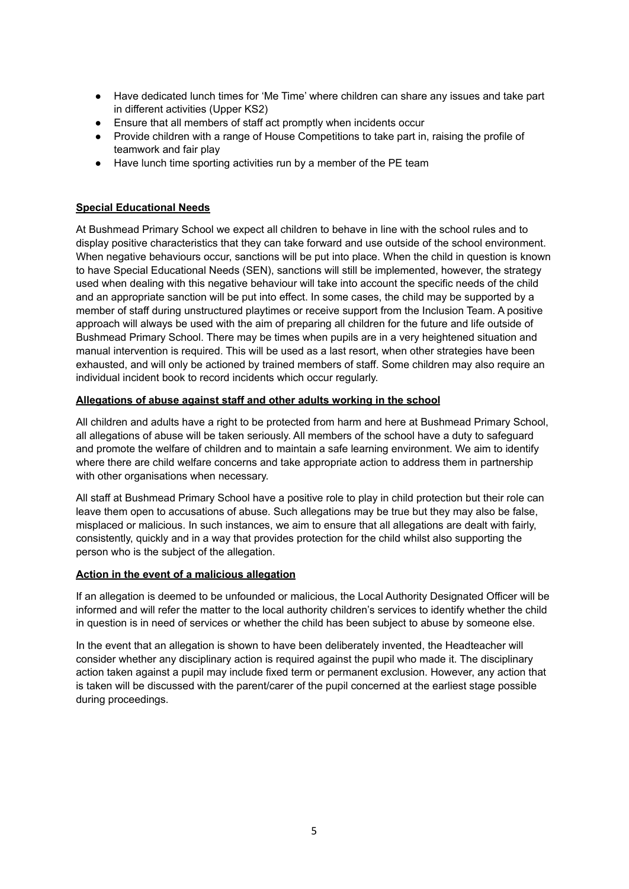- Have dedicated lunch times for 'Me Time' where children can share any issues and take part in different activities (Upper KS2)
- Ensure that all members of staff act promptly when incidents occur
- Provide children with a range of House Competitions to take part in, raising the profile of teamwork and fair play
- Have lunch time sporting activities run by a member of the PE team

**Special Educational Needs**

At Bushmead Primary School we expect all children to behave in line with the school rules and to display positive characteristics that they can take forward and use outside of the school environment. When negative behaviours occur, sanctions will be put into place. When the child in question is known to have Special Educational Needs (SEN), sanctions will still be implemented, however, the strategy used when dealing with this negative behaviour will take into account the specific needs of the child and an appropriate sanction will be put into effect. In some cases, the child may be supported by a member of staff during unstructured playtimes or receive support from the Inclusion Team. A positive approach will always be used with the aim of preparing all children for the future and life outside of Bushmead Primary School. There may be times when pupils are in a very heightened situation and manual intervention is required. This will be used as a last resort, when other strategies have been exhausted, and will only be actioned by trained members of staff. Some children may also require an individual incident book to record incidents which occur regularly.

**Allegations of abuse against staff and other adults working in the school**

All children and adults have a right to be protected from harm and here at Bushmead Primary School, all allegations of abuse will be taken seriously. All members of the school have a duty to safeguard and promote the welfare of children and to maintain a safe learning environment. We aim to identify where there are child welfare concerns and take appropriate action to address them in partnership with other organisations when necessary.

All staff at Bushmead Primary School have a positive role to play in child protection but their role can leave them open to accusations of abuse. Such allegations may be true but they may also be false, misplaced or malicious. In such instances, we aim to ensure that all allegations are dealt with fairly, consistently, quickly and in a way that provides protection for the child whilst also supporting the person who is the subject of the allegation.

**Action in the event of a malicious allegation**

If an allegation is deemed to be unfounded or malicious, the Local Authority Designated Officer will be informed and will refer the matter to the local authority children's services to identify whether the child in question is in need of services or whether the child has been subject to abuse by someone else.

In the event that an allegation is shown to have been deliberately invented, the Headteacher will consider whether any disciplinary action is required against the pupil who made it. The disciplinary action taken against a pupil may include fixed term or permanent exclusion. However, any action that is taken will be discussed with the parent/carer of the pupil concerned at the earliest stage possible during proceedings.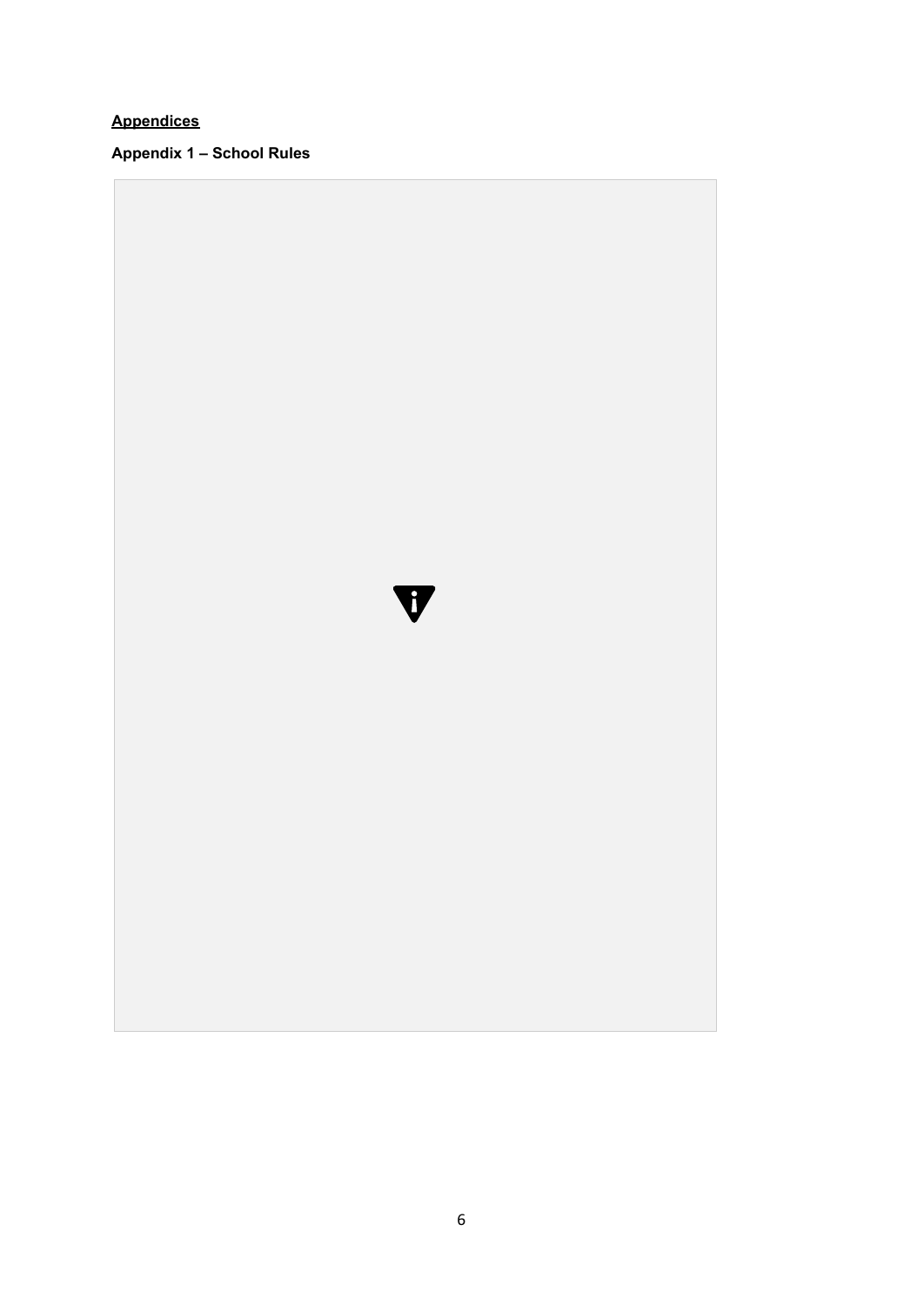**Appendices**

**Appendix 1 – School Rules**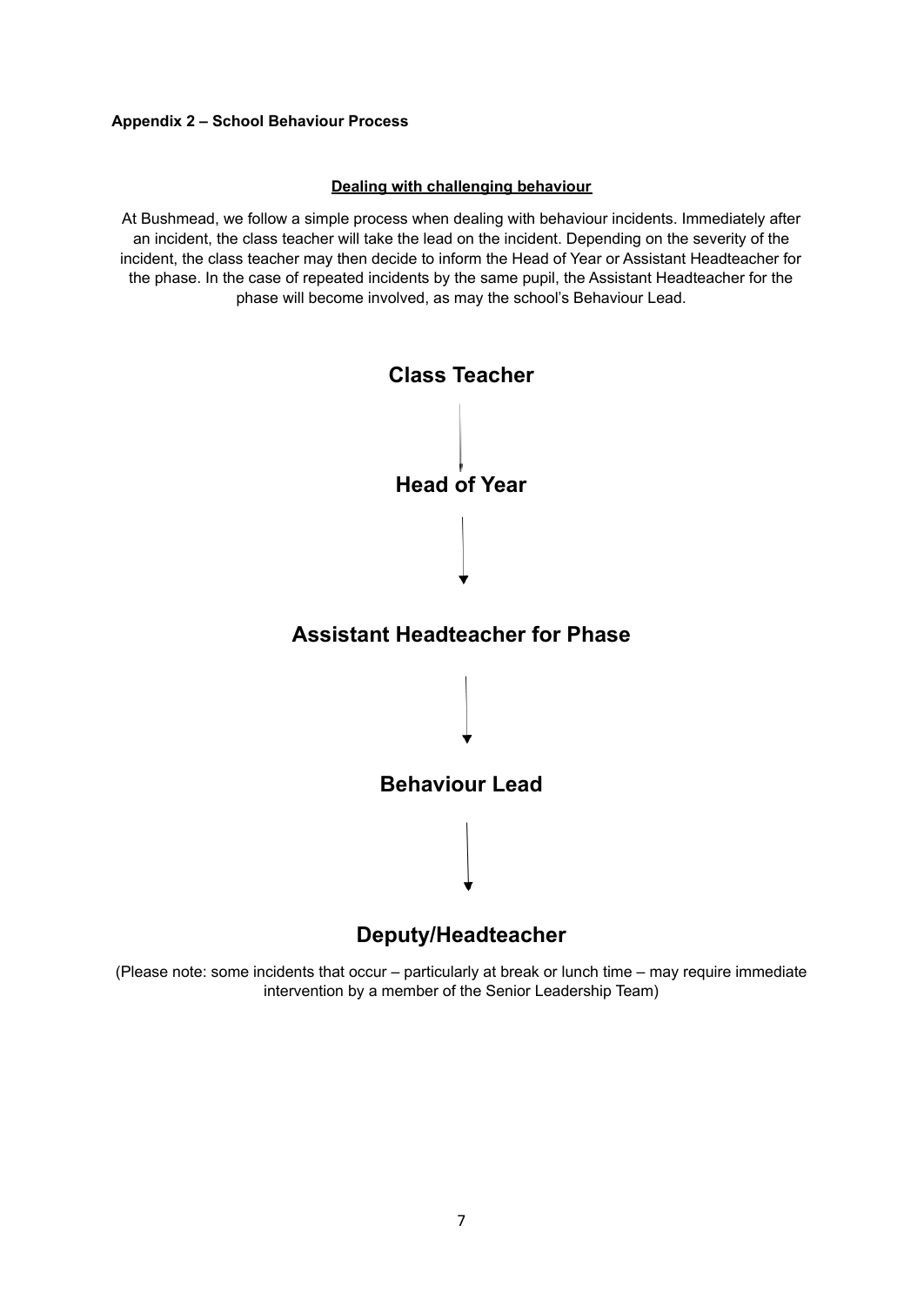**Appendix 2 – School Behaviour Process**

**Dealing with challenging behaviour**

At Bushmead, we follow a simple process when dealing with behaviour incidents. Immediately after an incident, the class teacher will take the lead on the incident. Depending on the severity of the incident, the class teacher may then decide to inform the Head of Year or Assistant Headteacher for the phase. In the case of repeated incidents by the same pupil, the Assistant Headteacher for the phase will become involved, as may the school's Behaviour Lead.

## Class Teacher

↓

## Head of Year

↓

## Assistant Headteacher for Phase

↓

## Behaviour Lead

↓

## Deputy/Headteacher

(Please note: some incidents that occur – particularly at break or lunch time – may require immediate intervention by a member of the Senior Leadership Team)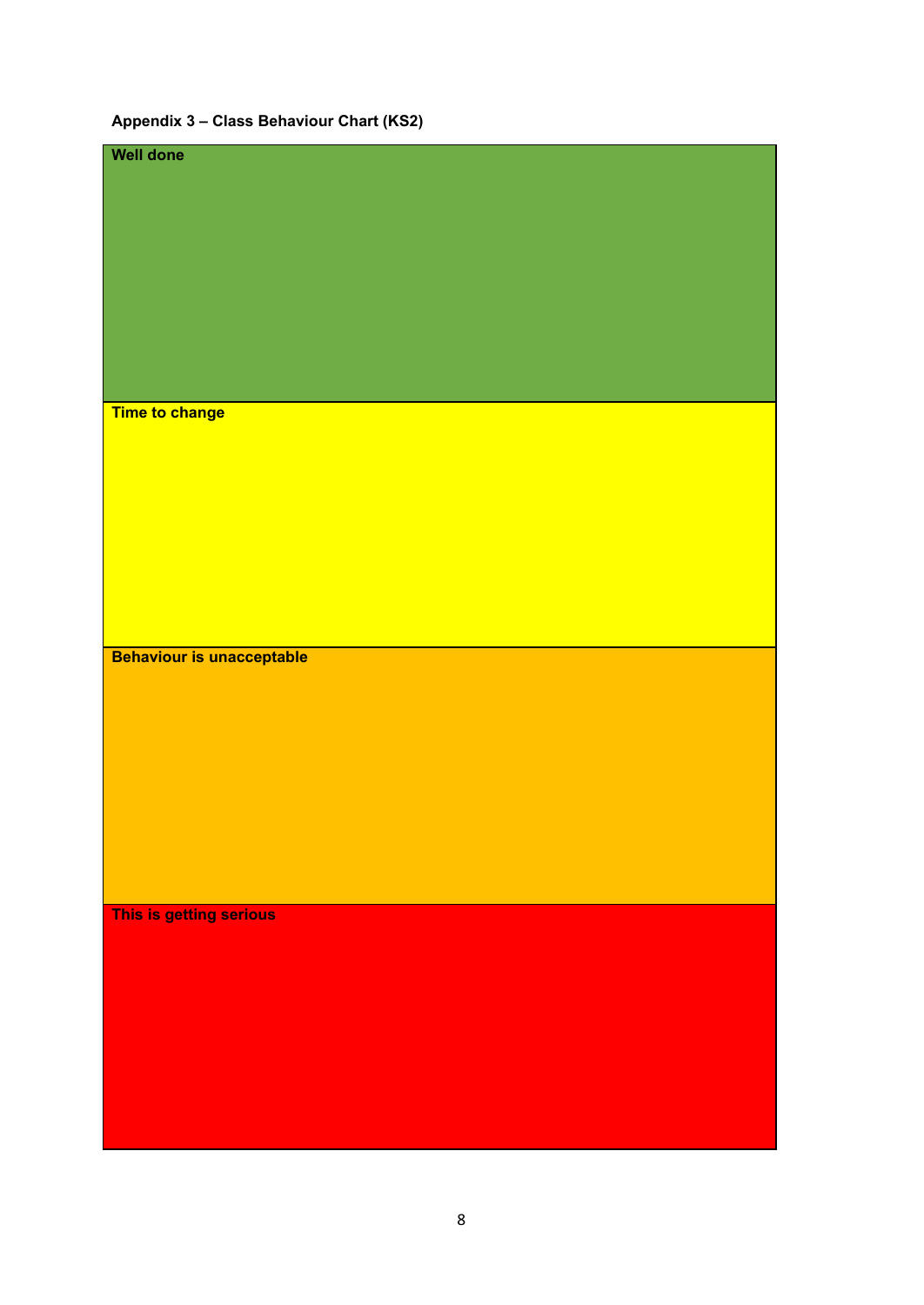**Appendix 3 – Class Behaviour Chart (KS2)**

| Well done |
|---|
| **Time to change** |
| **Behaviour is unacceptable** |
| **This is getting serious** |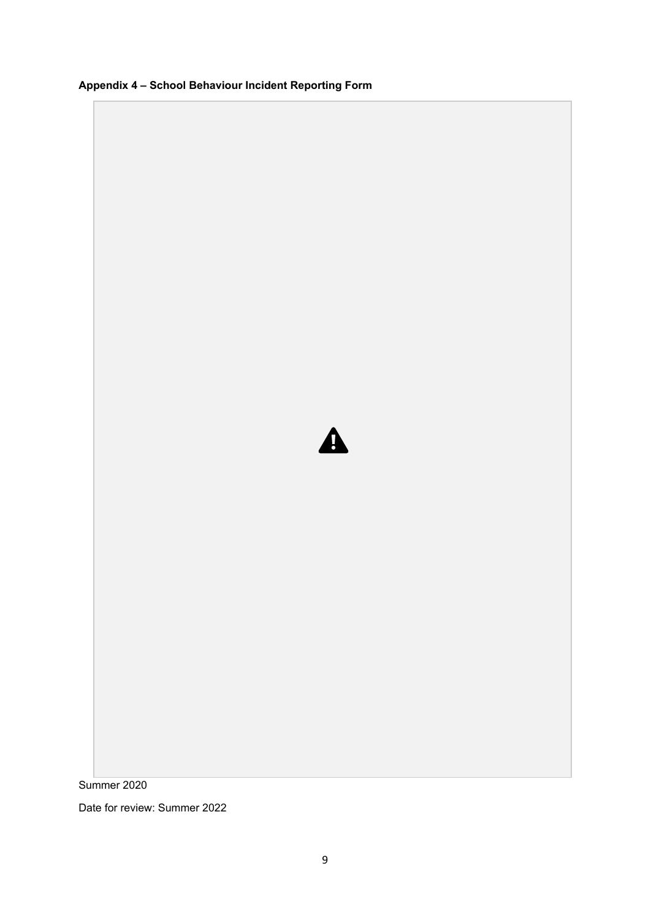**Appendix 4 – School Behaviour Incident Reporting Form**

Summer 2020

Date for review: Summer 2022